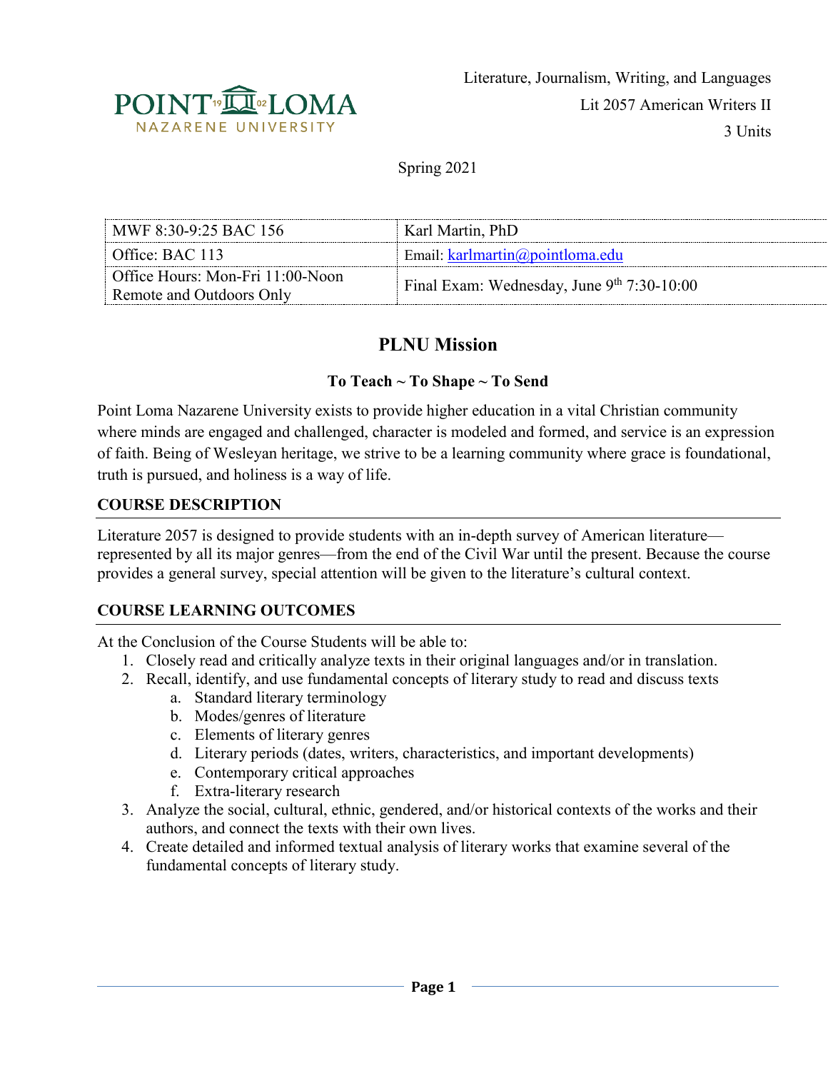Literature, Journalism, Writing, and Languages

Lit 2057 American Writers II

3 Units

Spring 2021

| | |
|---|---|
| MWF 8:30-9:25 BAC 156 | Karl Martin, PhD |
| Office: BAC 113 | Email: karlmartin@pointloma.edu |
| Office Hours: Mon-Fri 11:00-Noon Remote and Outdoors Only | Final Exam: Wednesday, June 9th 7:30-10:00 |

# PLNU Mission

### To Teach ~ To Shape ~ To Send

Point Loma Nazarene University exists to provide higher education in a vital Christian community where minds are engaged and challenged, character is modeled and formed, and service is an expression of faith. Being of Wesleyan heritage, we strive to be a learning community where grace is foundational, truth is pursued, and holiness is a way of life.

## COURSE DESCRIPTION

Literature 2057 is designed to provide students with an in-depth survey of American literature—represented by all its major genres—from the end of the Civil War until the present. Because the course provides a general survey, special attention will be given to the literature's cultural context.

## COURSE LEARNING OUTCOMES

At the Conclusion of the Course Students will be able to:

1. Closely read and critically analyze texts in their original languages and/or in translation.
2. Recall, identify, and use fundamental concepts of literary study to read and discuss texts
    a. Standard literary terminology
    b. Modes/genres of literature
    c. Elements of literary genres
    d. Literary periods (dates, writers, characteristics, and important developments)
    e. Contemporary critical approaches
    f. Extra-literary research
3. Analyze the social, cultural, ethnic, gendered, and/or historical contexts of the works and their authors, and connect the texts with their own lives.
4. Create detailed and informed textual analysis of literary works that examine several of the fundamental concepts of literary study.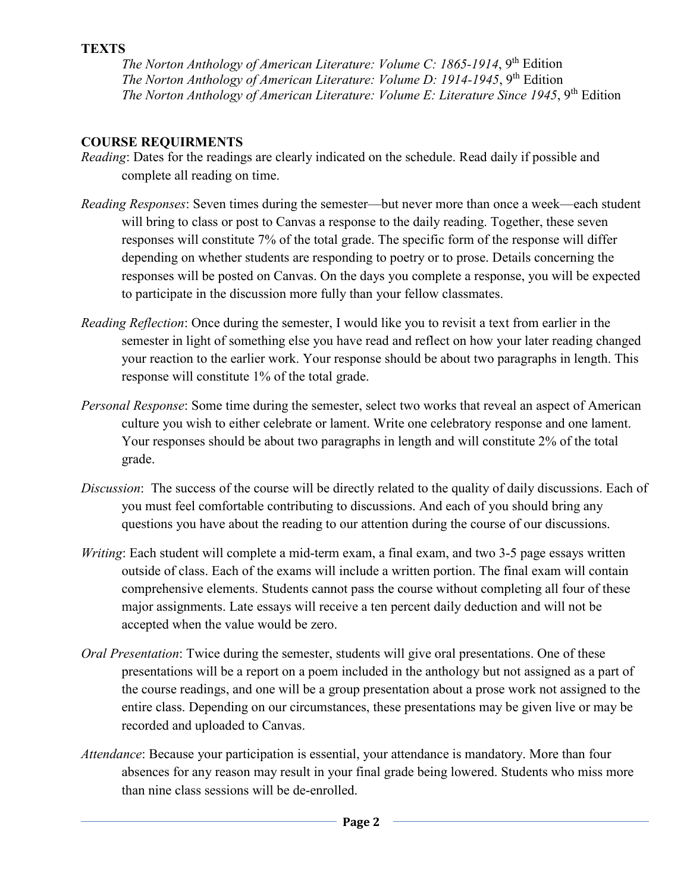## TEXTS

*The Norton Anthology of American Literature: Volume C: 1865-1914*, 9th Edition
*The Norton Anthology of American Literature: Volume D: 1914-1945*, 9th Edition
*The Norton Anthology of American Literature: Volume E: Literature Since 1945*, 9th Edition

## COURSE REQUIRMENTS

*Reading*: Dates for the readings are clearly indicated on the schedule. Read daily if possible and complete all reading on time.

*Reading Responses*: Seven times during the semester—but never more than once a week—each student will bring to class or post to Canvas a response to the daily reading. Together, these seven responses will constitute 7% of the total grade. The specific form of the response will differ depending on whether students are responding to poetry or to prose. Details concerning the responses will be posted on Canvas. On the days you complete a response, you will be expected to participate in the discussion more fully than your fellow classmates.

*Reading Reflection*: Once during the semester, I would like you to revisit a text from earlier in the semester in light of something else you have read and reflect on how your later reading changed your reaction to the earlier work. Your response should be about two paragraphs in length. This response will constitute 1% of the total grade.

*Personal Response*: Some time during the semester, select two works that reveal an aspect of American culture you wish to either celebrate or lament. Write one celebratory response and one lament. Your responses should be about two paragraphs in length and will constitute 2% of the total grade.

*Discussion*: The success of the course will be directly related to the quality of daily discussions. Each of you must feel comfortable contributing to discussions. And each of you should bring any questions you have about the reading to our attention during the course of our discussions.

*Writing*: Each student will complete a mid-term exam, a final exam, and two 3-5 page essays written outside of class. Each of the exams will include a written portion. The final exam will contain comprehensive elements. Students cannot pass the course without completing all four of these major assignments. Late essays will receive a ten percent daily deduction and will not be accepted when the value would be zero.

*Oral Presentation*: Twice during the semester, students will give oral presentations. One of these presentations will be a report on a poem included in the anthology but not assigned as a part of the course readings, and one will be a group presentation about a prose work not assigned to the entire class. Depending on our circumstances, these presentations may be given live or may be recorded and uploaded to Canvas.

*Attendance*: Because your participation is essential, your attendance is mandatory. More than four absences for any reason may result in your final grade being lowered. Students who miss more than nine class sessions will be de-enrolled.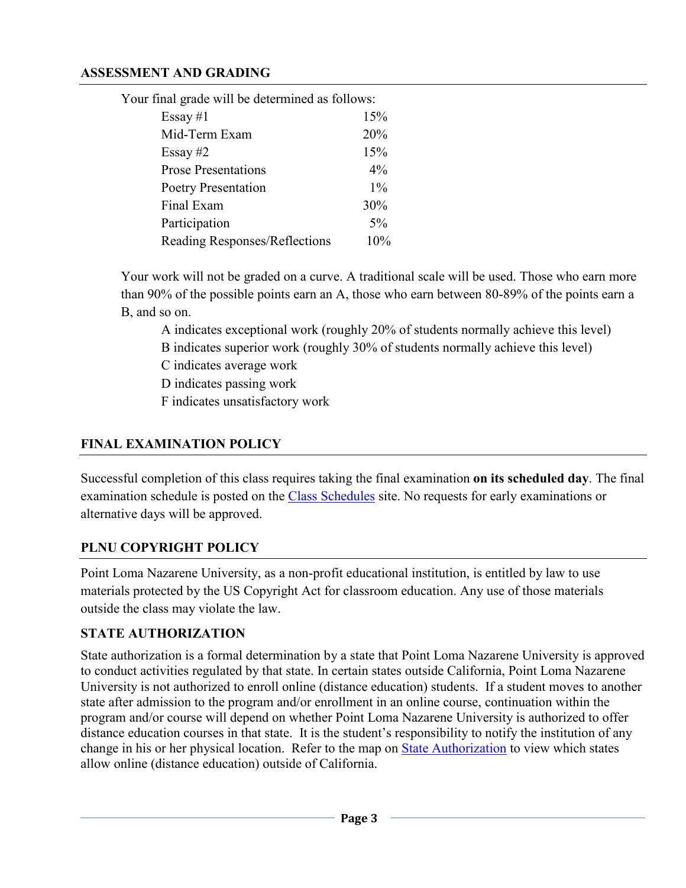## ASSESSMENT AND GRADING

Your final grade will be determined as follows:

| | |
|---|---|
| Essay #1 | 15% |
| Mid-Term Exam | 20% |
| Essay #2 | 15% |
| Prose Presentations | 4% |
| Poetry Presentation | 1% |
| Final Exam | 30% |
| Participation | 5% |
| Reading Responses/Reflections | 10% |

Your work will not be graded on a curve. A traditional scale will be used. Those who earn more than 90% of the possible points earn an A, those who earn between 80-89% of the points earn a B, and so on.

- A indicates exceptional work (roughly 20% of students normally achieve this level)
- B indicates superior work (roughly 30% of students normally achieve this level)
- C indicates average work
- D indicates passing work
- F indicates unsatisfactory work

## FINAL EXAMINATION POLICY

Successful completion of this class requires taking the final examination **on its scheduled day**. The final examination schedule is posted on the Class Schedules site. No requests for early examinations or alternative days will be approved.

## PLNU COPYRIGHT POLICY

Point Loma Nazarene University, as a non-profit educational institution, is entitled by law to use materials protected by the US Copyright Act for classroom education. Any use of those materials outside the class may violate the law.

## STATE AUTHORIZATION

State authorization is a formal determination by a state that Point Loma Nazarene University is approved to conduct activities regulated by that state. In certain states outside California, Point Loma Nazarene University is not authorized to enroll online (distance education) students. If a student moves to another state after admission to the program and/or enrollment in an online course, continuation within the program and/or course will depend on whether Point Loma Nazarene University is authorized to offer distance education courses in that state. It is the student's responsibility to notify the institution of any change in his or her physical location. Refer to the map on State Authorization to view which states allow online (distance education) outside of California.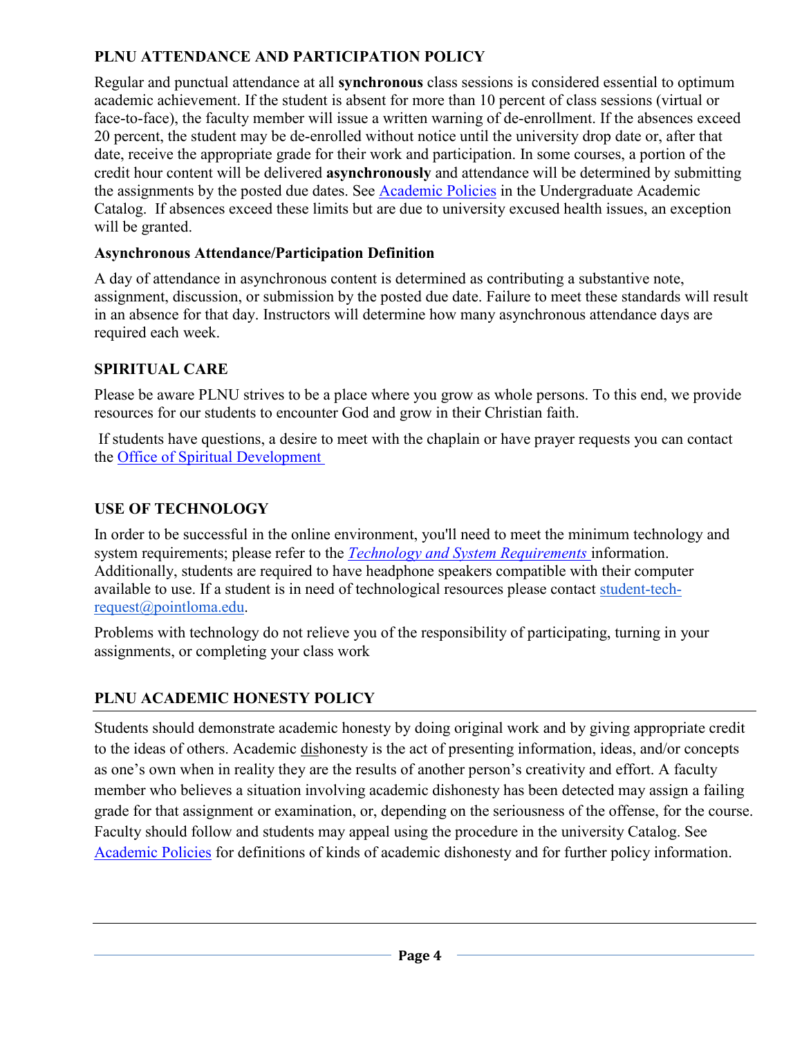### PLNU ATTENDANCE AND PARTICIPATION POLICY

Regular and punctual attendance at all **synchronous** class sessions is considered essential to optimum academic achievement. If the student is absent for more than 10 percent of class sessions (virtual or face-to-face), the faculty member will issue a written warning of de-enrollment. If the absences exceed 20 percent, the student may be de-enrolled without notice until the university drop date or, after that date, receive the appropriate grade for their work and participation. In some courses, a portion of the credit hour content will be delivered **asynchronously** and attendance will be determined by submitting the assignments by the posted due dates. See Academic Policies in the Undergraduate Academic Catalog. If absences exceed these limits but are due to university excused health issues, an exception will be granted.

#### Asynchronous Attendance/Participation Definition

A day of attendance in asynchronous content is determined as contributing a substantive note, assignment, discussion, or submission by the posted due date. Failure to meet these standards will result in an absence for that day. Instructors will determine how many asynchronous attendance days are required each week.

### SPIRITUAL CARE

Please be aware PLNU strives to be a place where you grow as whole persons. To this end, we provide resources for our students to encounter God and grow in their Christian faith.

If students have questions, a desire to meet with the chaplain or have prayer requests you can contact the Office of Spiritual Development

### USE OF TECHNOLOGY

In order to be successful in the online environment, you'll need to meet the minimum technology and system requirements; please refer to the *Technology and System Requirements* information. Additionally, students are required to have headphone speakers compatible with their computer available to use. If a student is in need of technological resources please contact student-tech-request@pointloma.edu.

Problems with technology do not relieve you of the responsibility of participating, turning in your assignments, or completing your class work

### PLNU ACADEMIC HONESTY POLICY

Students should demonstrate academic honesty by doing original work and by giving appropriate credit to the ideas of others. Academic dishonesty is the act of presenting information, ideas, and/or concepts as one's own when in reality they are the results of another person's creativity and effort. A faculty member who believes a situation involving academic dishonesty has been detected may assign a failing grade for that assignment or examination, or, depending on the seriousness of the offense, for the course. Faculty should follow and students may appeal using the procedure in the university Catalog. See Academic Policies for definitions of kinds of academic dishonesty and for further policy information.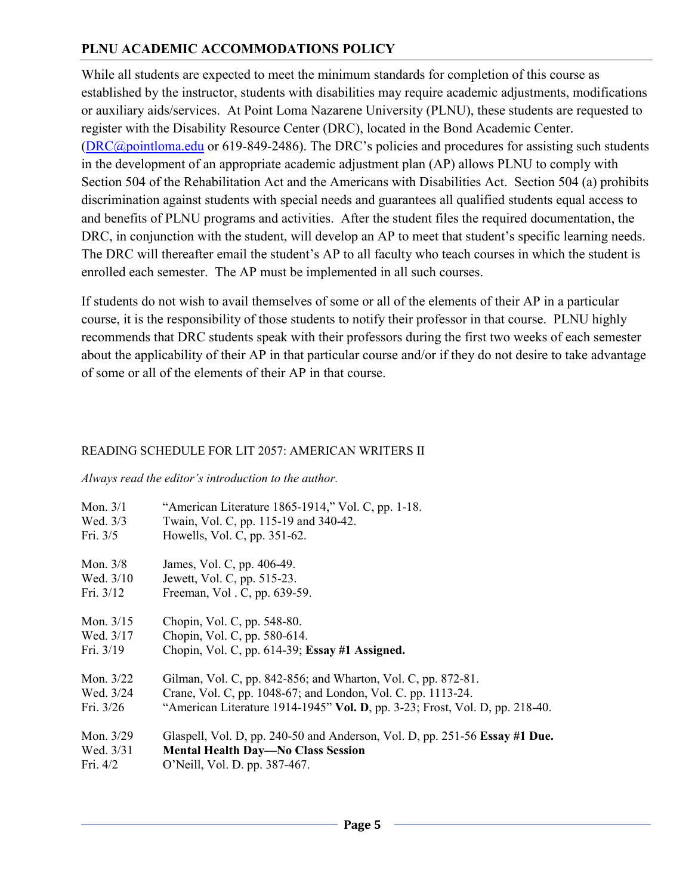## PLNU ACADEMIC ACCOMMODATIONS POLICY

While all students are expected to meet the minimum standards for completion of this course as established by the instructor, students with disabilities may require academic adjustments, modifications or auxiliary aids/services. At Point Loma Nazarene University (PLNU), these students are requested to register with the Disability Resource Center (DRC), located in the Bond Academic Center. (DRC@pointloma.edu or 619-849-2486). The DRC's policies and procedures for assisting such students in the development of an appropriate academic adjustment plan (AP) allows PLNU to comply with Section 504 of the Rehabilitation Act and the Americans with Disabilities Act. Section 504 (a) prohibits discrimination against students with special needs and guarantees all qualified students equal access to and benefits of PLNU programs and activities. After the student files the required documentation, the DRC, in conjunction with the student, will develop an AP to meet that student's specific learning needs. The DRC will thereafter email the student's AP to all faculty who teach courses in which the student is enrolled each semester. The AP must be implemented in all such courses.

If students do not wish to avail themselves of some or all of the elements of their AP in a particular course, it is the responsibility of those students to notify their professor in that course. PLNU highly recommends that DRC students speak with their professors during the first two weeks of each semester about the applicability of their AP in that particular course and/or if they do not desire to take advantage of some or all of the elements of their AP in that course.

READING SCHEDULE FOR LIT 2057: AMERICAN WRITERS II

*Always read the editor's introduction to the author.*

| | |
|---|---|
| Mon. 3/1 | "American Literature 1865-1914," Vol. C, pp. 1-18. |
| Wed. 3/3 | Twain, Vol. C, pp. 115-19 and 340-42. |
| Fri. 3/5 | Howells, Vol. C, pp. 351-62. |
| Mon. 3/8 | James, Vol. C, pp. 406-49. |
| Wed. 3/10 | Jewett, Vol. C, pp. 515-23. |
| Fri. 3/12 | Freeman, Vol . C, pp. 639-59. |
| Mon. 3/15 | Chopin, Vol. C, pp. 548-80. |
| Wed. 3/17 | Chopin, Vol. C, pp. 580-614. |
| Fri. 3/19 | Chopin, Vol. C, pp. 614-39; **Essay #1 Assigned.** |
| Mon. 3/22 | Gilman, Vol. C, pp. 842-856; and Wharton, Vol. C, pp. 872-81. |
| Wed. 3/24 | Crane, Vol. C, pp. 1048-67; and London, Vol. C. pp. 1113-24. |
| Fri. 3/26 | "American Literature 1914-1945" **Vol. D**, pp. 3-23; Frost, Vol. D, pp. 218-40. |
| Mon. 3/29 | Glaspell, Vol. D, pp. 240-50 and Anderson, Vol. D, pp. 251-56 **Essay #1 Due.** |
| Wed. 3/31 | **Mental Health Day—No Class Session** |
| Fri. 4/2 | O'Neill, Vol. D. pp. 387-467. |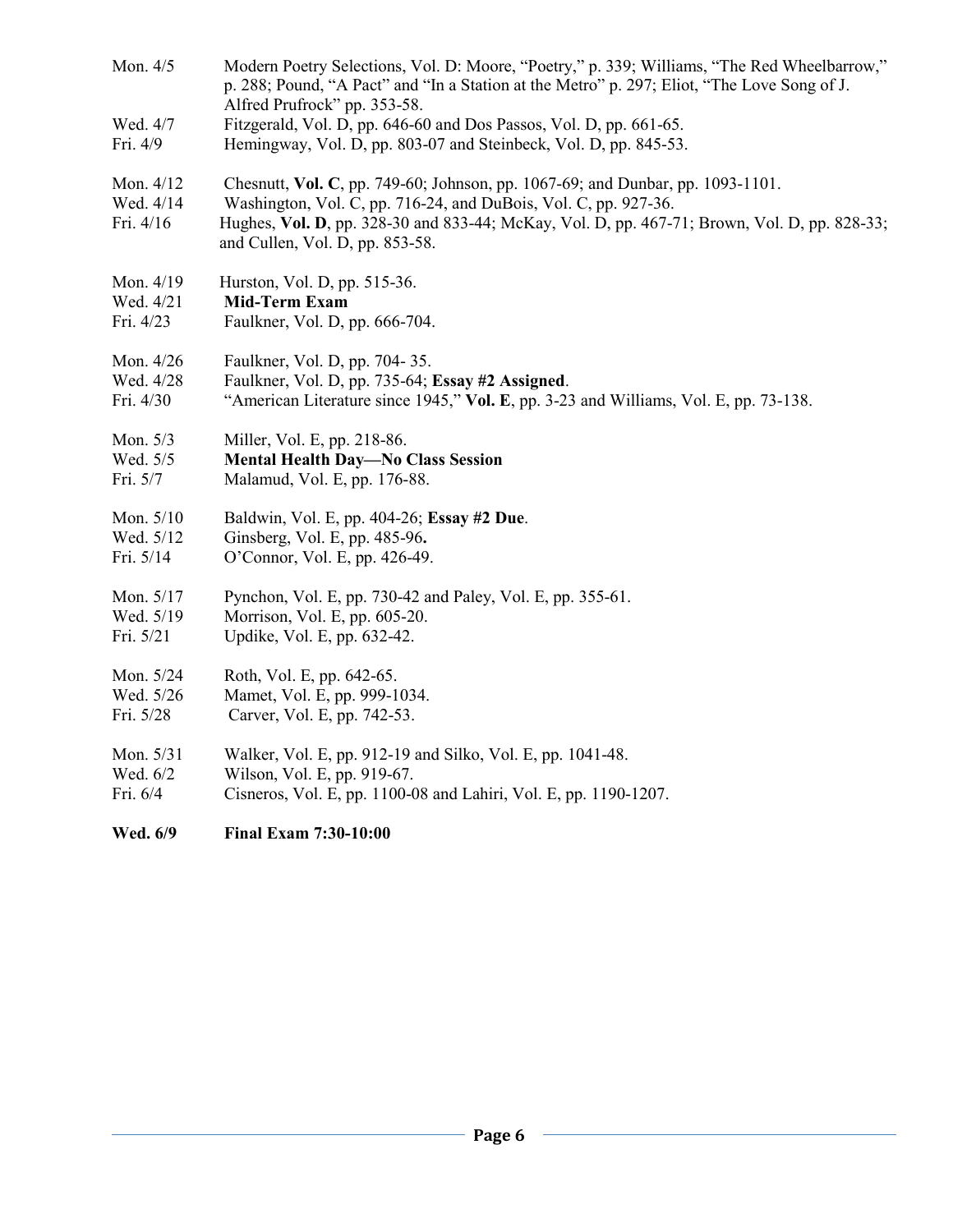| | |
|---|---|
| Mon. 4/5 | Modern Poetry Selections, Vol. D: Moore, "Poetry," p. 339; Williams, "The Red Wheelbarrow," p. 288; Pound, "A Pact" and "In a Station at the Metro" p. 297; Eliot, "The Love Song of J. Alfred Prufrock" pp. 353-58. |
| Wed. 4/7 | Fitzgerald, Vol. D, pp. 646-60 and Dos Passos, Vol. D, pp. 661-65. |
| Fri. 4/9 | Hemingway, Vol. D, pp. 803-07 and Steinbeck, Vol. D, pp. 845-53. |
| Mon. 4/12 | Chesnutt, **Vol. C**, pp. 749-60; Johnson, pp. 1067-69; and Dunbar, pp. 1093-1101. |
| Wed. 4/14 | Washington, Vol. C, pp. 716-24, and DuBois, Vol. C, pp. 927-36. |
| Fri. 4/16 | Hughes, **Vol. D**, pp. 328-30 and 833-44; McKay, Vol. D, pp. 467-71; Brown, Vol. D, pp. 828-33; and Cullen, Vol. D, pp. 853-58. |
| Mon. 4/19 | Hurston, Vol. D, pp. 515-36. |
| Wed. 4/21 | **Mid-Term Exam** |
| Fri. 4/23 | Faulkner, Vol. D, pp. 666-704. |
| Mon. 4/26 | Faulkner, Vol. D, pp. 704- 35. |
| Wed. 4/28 | Faulkner, Vol. D, pp. 735-64; **Essay #2 Assigned**. |
| Fri. 4/30 | "American Literature since 1945," **Vol. E**, pp. 3-23 and Williams, Vol. E, pp. 73-138. |
| Mon. 5/3 | Miller, Vol. E, pp. 218-86. |
| Wed. 5/5 | **Mental Health Day—No Class Session** |
| Fri. 5/7 | Malamud, Vol. E, pp. 176-88. |
| Mon. 5/10 | Baldwin, Vol. E, pp. 404-26; **Essay #2 Due**. |
| Wed. 5/12 | Ginsberg, Vol. E, pp. 485-96**.** |
| Fri. 5/14 | O'Connor, Vol. E, pp. 426-49. |
| Mon. 5/17 | Pynchon, Vol. E, pp. 730-42 and Paley, Vol. E, pp. 355-61. |
| Wed. 5/19 | Morrison, Vol. E, pp. 605-20. |
| Fri. 5/21 | Updike, Vol. E, pp. 632-42. |
| Mon. 5/24 | Roth, Vol. E, pp. 642-65. |
| Wed. 5/26 | Mamet, Vol. E, pp. 999-1034. |
| Fri. 5/28 | Carver, Vol. E, pp. 742-53. |
| Mon. 5/31 | Walker, Vol. E, pp. 912-19 and Silko, Vol. E, pp. 1041-48. |
| Wed. 6/2 | Wilson, Vol. E, pp. 919-67. |
| Fri. 6/4 | Cisneros, Vol. E, pp. 1100-08 and Lahiri, Vol. E, pp. 1190-1207. |
| **Wed. 6/9** | **Final Exam 7:30-10:00** |